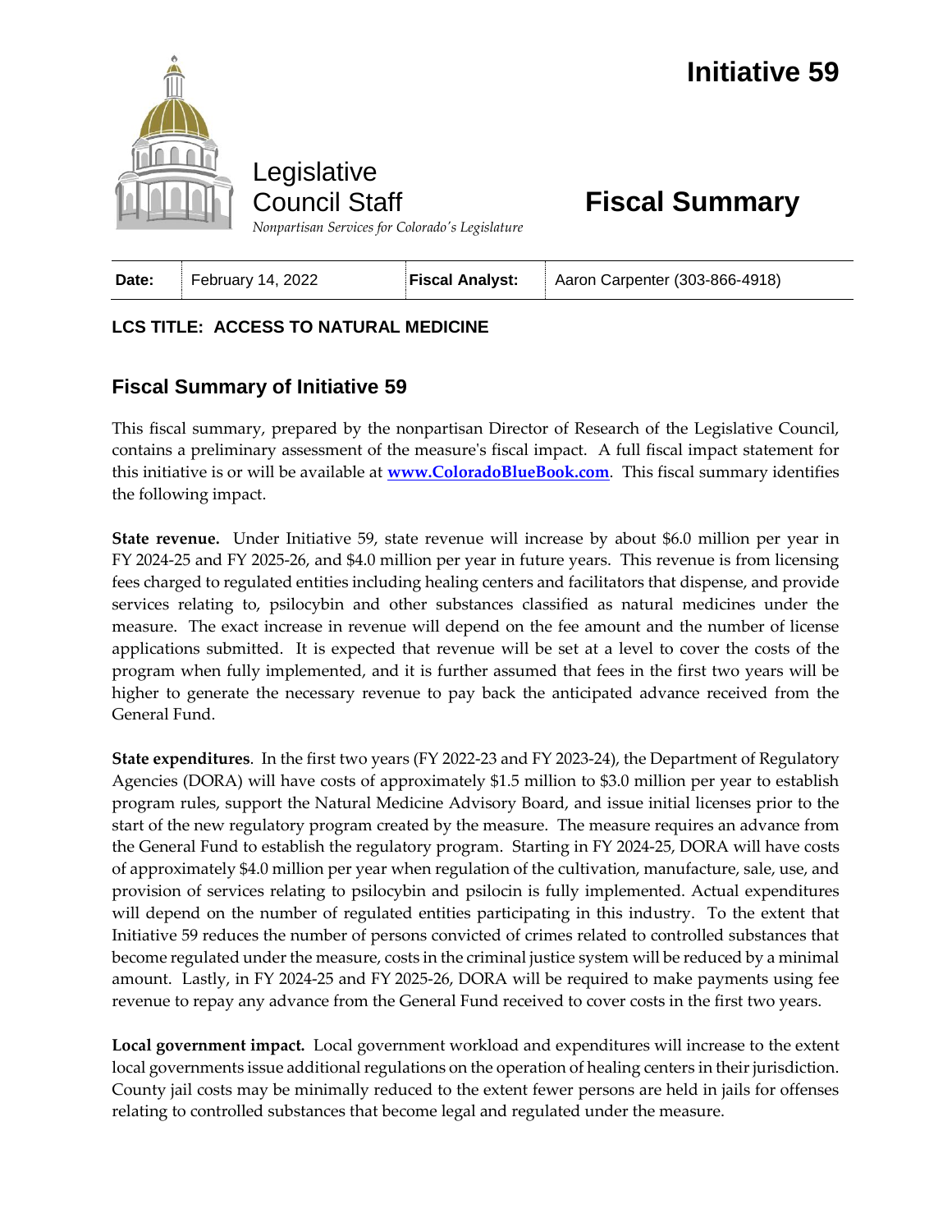# Initiative 59

Legislative Council Staff

*Nonpartisan Services for Colorado's Legislature*

# Fiscal Summary

| **Date:** | February 14, 2022 | **Fiscal Analyst:** | Aaron Carpenter (303-866-4918) |
| --- | --- | --- | --- |

**LCS TITLE: ACCESS TO NATURAL MEDICINE**

## Fiscal Summary of Initiative 59

This fiscal summary, prepared by the nonpartisan Director of Research of the Legislative Council, contains a preliminary assessment of the measure's fiscal impact. A full fiscal impact statement for this initiative is or will be available at **www.ColoradoBlueBook.com**. This fiscal summary identifies the following impact.

**State revenue.** Under Initiative 59, state revenue will increase by about $6.0 million per year in FY 2024-25 and FY 2025-26, and $4.0 million per year in future years. This revenue is from licensing fees charged to regulated entities including healing centers and facilitators that dispense, and provide services relating to, psilocybin and other substances classified as natural medicines under the measure. The exact increase in revenue will depend on the fee amount and the number of license applications submitted. It is expected that revenue will be set at a level to cover the costs of the program when fully implemented, and it is further assumed that fees in the first two years will be higher to generate the necessary revenue to pay back the anticipated advance received from the General Fund.

**State expenditures**. In the first two years (FY 2022-23 and FY 2023-24), the Department of Regulatory Agencies (DORA) will have costs of approximately $1.5 million to $3.0 million per year to establish program rules, support the Natural Medicine Advisory Board, and issue initial licenses prior to the start of the new regulatory program created by the measure. The measure requires an advance from the General Fund to establish the regulatory program. Starting in FY 2024-25, DORA will have costs of approximately $4.0 million per year when regulation of the cultivation, manufacture, sale, use, and provision of services relating to psilocybin and psilocin is fully implemented. Actual expenditures will depend on the number of regulated entities participating in this industry. To the extent that Initiative 59 reduces the number of persons convicted of crimes related to controlled substances that become regulated under the measure, costs in the criminal justice system will be reduced by a minimal amount. Lastly, in FY 2024-25 and FY 2025-26, DORA will be required to make payments using fee revenue to repay any advance from the General Fund received to cover costs in the first two years.

**Local government impact.** Local government workload and expenditures will increase to the extent local governments issue additional regulations on the operation of healing centers in their jurisdiction. County jail costs may be minimally reduced to the extent fewer persons are held in jails for offenses relating to controlled substances that become legal and regulated under the measure.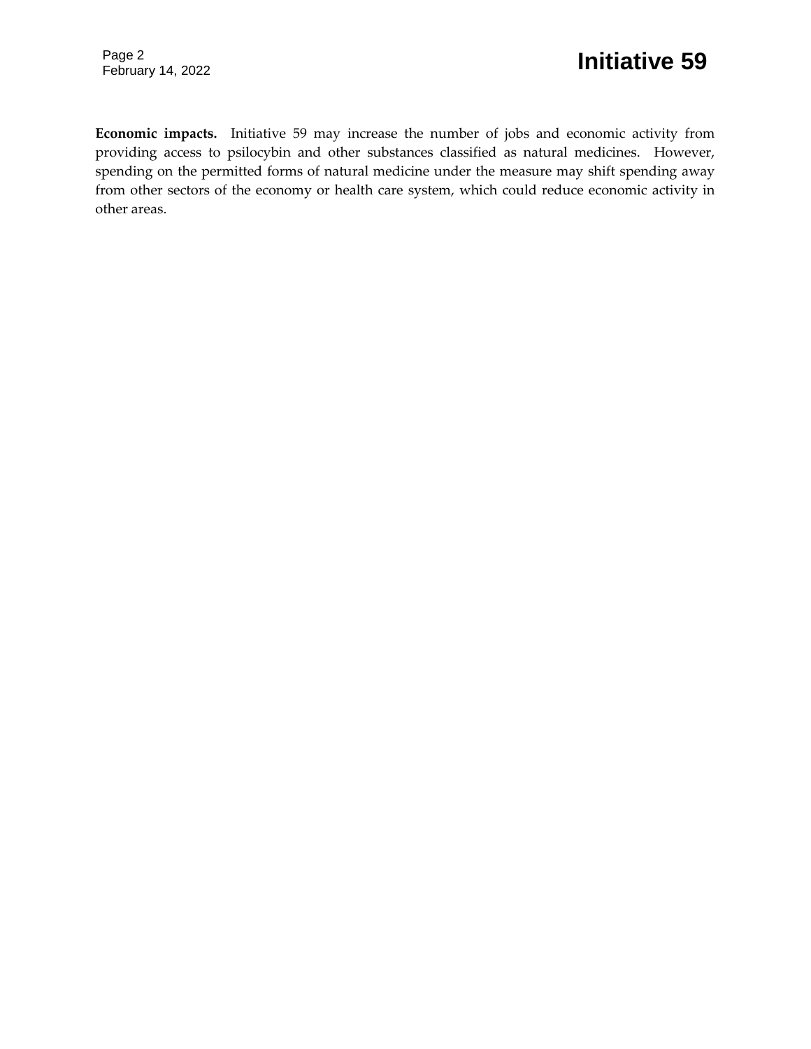**Economic impacts.** Initiative 59 may increase the number of jobs and economic activity from providing access to psilocybin and other substances classified as natural medicines. However, spending on the permitted forms of natural medicine under the measure may shift spending away from other sectors of the economy or health care system, which could reduce economic activity in other areas.